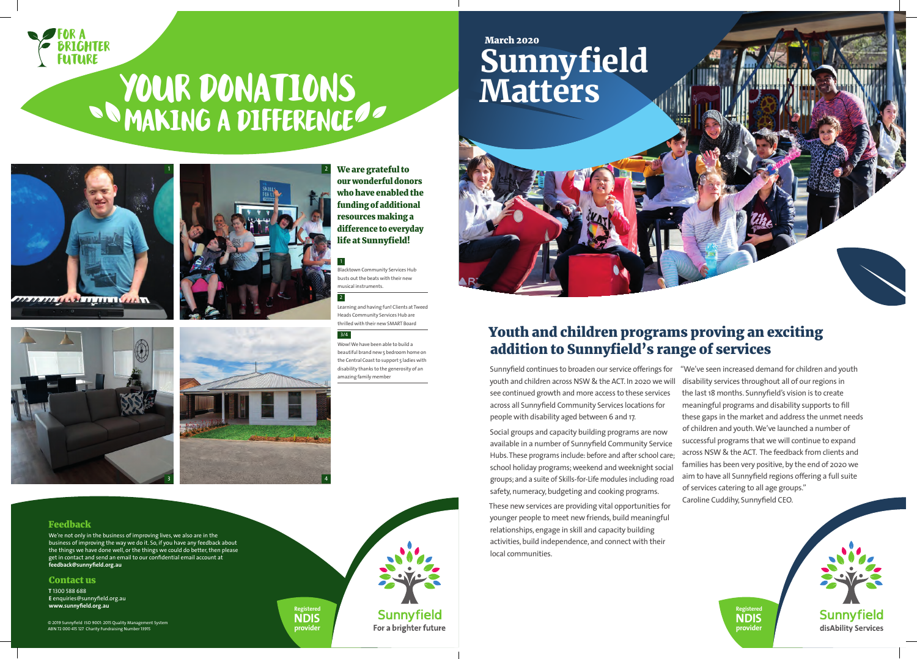FOR A BRIGHTER FUTURE

# YOUR DONATIONS MAKING A DIFFERENCE

**We are grateful to our wonderful donors who have enabled the funding of additional resources making a difference to everyday life at Sunnyfield!**

1

Blacktown Community Services Hub busts out the beats with their new musical instruments.

2

Learning and having fun! Clients at Tweed Heads Community Services Hub are thrilled with their new SMART Board

3/4

Wow! We have been able to build a beautiful brand new 5 bedroom home on the Central Coast to support 5 ladies with disability thanks to the generosity of an amazing family member

## Feedback

We're not only in the business of improving lives, we also are in the business of improving the way we do it. So, if you have any feedback about the things we have done well, or the things we could do better, then please get in contact and send an email to our confidential email account at **feedback@sunnyfield.org.au**

## Contact us

**T** 1300 588 688
**E** enquiries@sunnyfield.org.au
**www.sunnyfield.org.au**

© 2019 Sunnyfield ISO 9001: 2015 Quality Management System
ABN 72 000 415 127 Charity Fundraising Number 13915

Registered NDIS provider

Sunnyfield For a brighter future

March 2020

# Sunnyfield Matters

## Youth and children programs proving an exciting addition to Sunnyfield's range of services

Sunnyfield continues to broaden our service offerings for youth and children across NSW & the ACT. In 2020 we will see continued growth and more access to these services across all Sunnyfield Community Services locations for people with disability aged between 6 and 17.

Social groups and capacity building programs are now available in a number of Sunnyfield Community Service Hubs. These programs include: before and after school care; school holiday programs; weekend and weeknight social groups; and a suite of Skills-for-Life modules including road safety, numeracy, budgeting and cooking programs.

These new services are providing vital opportunities for younger people to meet new friends, build meaningful relationships, engage in skill and capacity building activities, build independence, and connect with their local communities.

"We've seen increased demand for children and youth disability services throughout all of our regions in the last 18 months. Sunnyfield's vision is to create meaningful programs and disability supports to fill these gaps in the market and address the unmet needs of children and youth. We've launched a number of successful programs that we will continue to expand across NSW & the ACT. The feedback from clients and families has been very positive, by the end of 2020 we aim to have all Sunnyfield regions offering a full suite of services catering to all age groups."
Caroline Cuddihy, Sunnyfield CEO.

Registered NDIS provider

Sunnyfield disAbility Services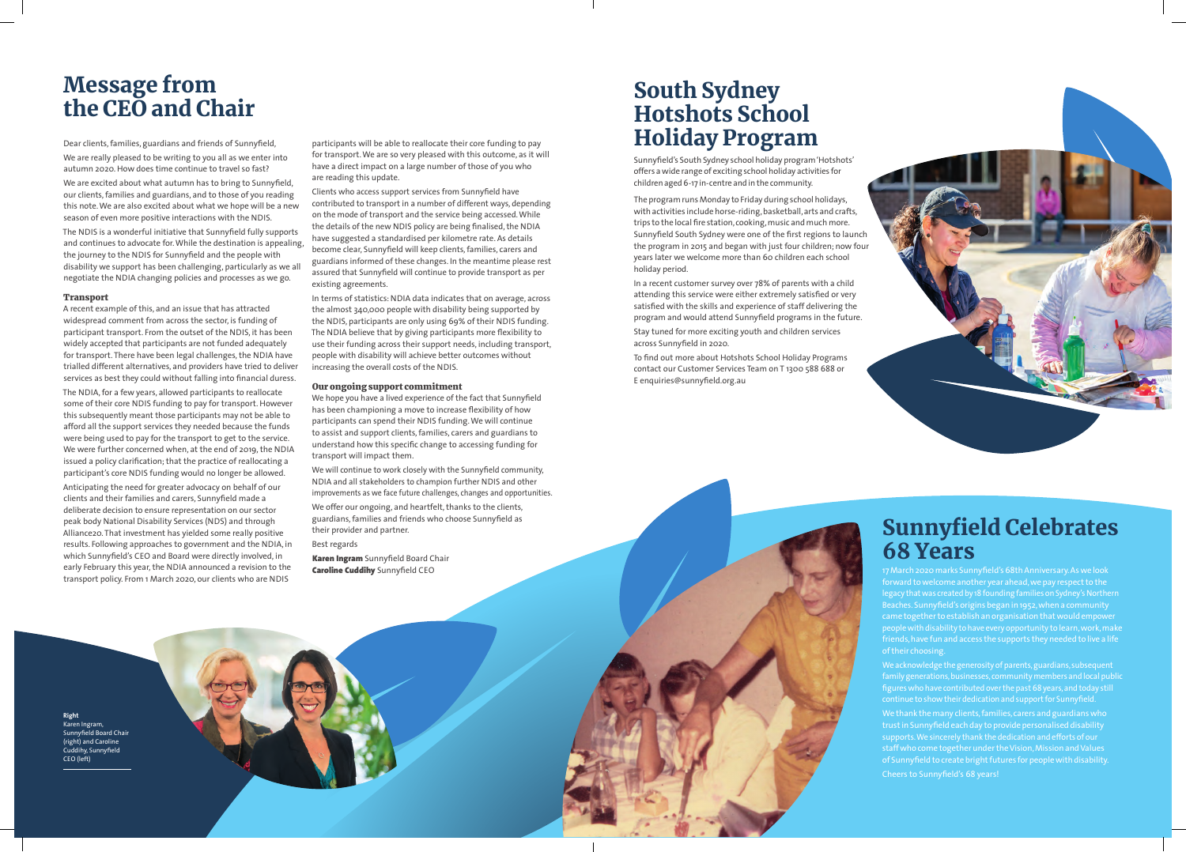# Message from the CEO and Chair

Dear clients, families, guardians and friends of Sunnyfield,

We are really pleased to be writing to you all as we enter into autumn 2020. How does time continue to travel so fast?

We are excited about what autumn has to bring to Sunnyfield, our clients, families and guardians, and to those of you reading this note. We are also excited about what we hope will be a new season of even more positive interactions with the NDIS.

The NDIS is a wonderful initiative that Sunnyfield fully supports and continues to advocate for. While the destination is appealing, the journey to the NDIS for Sunnyfield and the people with disability we support has been challenging, particularly as we all negotiate the NDIA changing policies and processes as we go.

### Transport

A recent example of this, and an issue that has attracted widespread comment from across the sector, is funding of participant transport. From the outset of the NDIS, it has been widely accepted that participants are not funded adequately for transport. There have been legal challenges, the NDIA have trialled different alternatives, and providers have tried to deliver services as best they could without falling into financial duress.

The NDIA, for a few years, allowed participants to reallocate some of their core NDIS funding to pay for transport. However this subsequently meant those participants may not be able to afford all the support services they needed because the funds were being used to pay for the transport to get to the service. We were further concerned when, at the end of 2019, the NDIA issued a policy clarification; that the practice of reallocating a participant's core NDIS funding would no longer be allowed.

Anticipating the need for greater advocacy on behalf of our clients and their families and carers, Sunnyfield made a deliberate decision to ensure representation on our sector peak body National Disability Services (NDS) and through Alliance20. That investment has yielded some really positive results. Following approaches to government and the NDIA, in which Sunnyfield's CEO and Board were directly involved, in early February this year, the NDIA announced a revision to the transport policy. From 1 March 2020, our clients who are NDIS participants will be able to reallocate their core funding to pay for transport. We are so very pleased with this outcome, as it will have a direct impact on a large number of those of you who are reading this update.

Clients who access support services from Sunnyfield have contributed to transport in a number of different ways, depending on the mode of transport and the service being accessed. While the details of the new NDIS policy are being finalised, the NDIA have suggested a standardised per kilometre rate. As details become clear, Sunnyfield will keep clients, families, carers and guardians informed of these changes. In the meantime please rest assured that Sunnyfield will continue to provide transport as per existing agreements.

In terms of statistics: NDIA data indicates that on average, across the almost 340,000 people with disability being supported by the NDIS, participants are only using 69% of their NDIS funding. The NDIA believe that by giving participants more flexibility to use their funding across their support needs, including transport, people with disability will achieve better outcomes without increasing the overall costs of the NDIS.

### Our ongoing support commitment

We hope you have a lived experience of the fact that Sunnyfield has been championing a move to increase flexibility of how participants can spend their NDIS funding. We will continue to assist and support clients, families, carers and guardians to understand how this specific change to accessing funding for transport will impact them.

We will continue to work closely with the Sunnyfield community, NDIA and all stakeholders to champion further NDIS and other improvements as we face future challenges, changes and opportunities.

We offer our ongoing, and heartfelt, thanks to the clients, guardians, families and friends who choose Sunnyfield as their provider and partner.

Best regards

**Karen Ingram** Sunnyfield Board Chair
**Caroline Cuddihy** Sunnyfield CEO

**Right**
Karen Ingram, Sunnyfield Board Chair (right) and Caroline Cuddihy, Sunnyfield CEO (left)

# South Sydney Hotshots School Holiday Program

Sunnyfield's South Sydney school holiday program 'Hotshots' offers a wide range of exciting school holiday activities for children aged 6-17 in-centre and in the community.

The program runs Monday to Friday during school holidays, with activities include horse-riding, basketball, arts and crafts, trips to the local fire station, cooking, music and much more. Sunnyfield South Sydney were one of the first regions to launch the program in 2015 and began with just four children; now four years later we welcome more than 60 children each school holiday period.

In a recent customer survey over 78% of parents with a child attending this service were either extremely satisfied or very satisfied with the skills and experience of staff delivering the program and would attend Sunnyfield programs in the future.

Stay tuned for more exciting youth and children services across Sunnyfield in 2020.

To find out more about Hotshots School Holiday Programs contact our Customer Services Team on T 1300 588 688 or E enquiries@sunnyfield.org.au

# Sunnyfield Celebrates 68 Years

17 March 2020 marks Sunnyfield's 68th Anniversary. As we look forward to welcome another year ahead, we pay respect to the legacy that was created by 18 founding families on Sydney's Northern Beaches. Sunnyfield's origins began in 1952, when a community came together to establish an organisation that would empower people with disability to have every opportunity to learn, work, make friends, have fun and access the supports they needed to live a life of their choosing.

We acknowledge the generosity of parents, guardians, subsequent family generations, businesses, community members and local public figures who have contributed over the past 68 years, and today still continue to show their dedication and support for Sunnyfield.

We thank the many clients, families, carers and guardians who trust in Sunnyfield each day to provide personalised disability supports. We sincerely thank the dedication and efforts of our staff who come together under the Vision, Mission and Values of Sunnyfield to create bright futures for people with disability.

Cheers to Sunnyfield's 68 years!